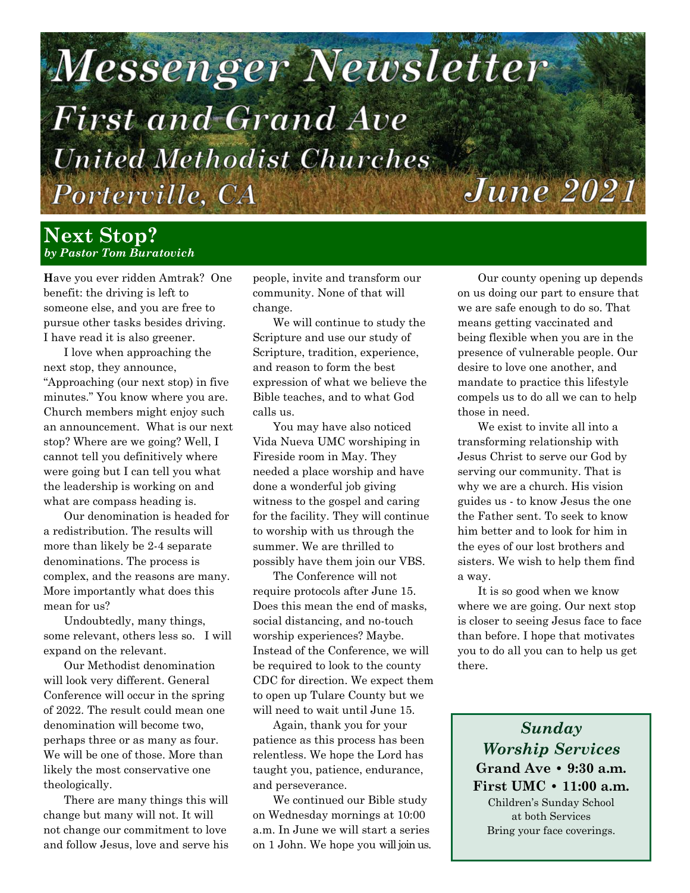# Messenger Newsletter

## First and Grand Ave United Methodist Churches

### Porterville, CA — June 2021

## Next Stop?

***by Pastor Tom Buratovich***

**H**ave you ever ridden Amtrak? One benefit: the driving is left to someone else, and you are free to pursue other tasks besides driving. I have read it is also greener.

I love when approaching the next stop, they announce, "Approaching (our next stop) in five minutes." You know where you are. Church members might enjoy such an announcement. What is our next stop? Where are we going? Well, I cannot tell you definitively where were going but I can tell you what the leadership is working on and what are compass heading is.

Our denomination is headed for a redistribution. The results will more than likely be 2-4 separate denominations. The process is complex, and the reasons are many. More importantly what does this mean for us?

Undoubtedly, many things, some relevant, others less so. I will expand on the relevant.

Our Methodist denomination will look very different. General Conference will occur in the spring of 2022. The result could mean one denomination will become two, perhaps three or as many as four. We will be one of those. More than likely the most conservative one theologically.

There are many things this will change but many will not. It will not change our commitment to love and follow Jesus, love and serve his people, invite and transform our community. None of that will change.

We will continue to study the Scripture and use our study of Scripture, tradition, experience, and reason to form the best expression of what we believe the Bible teaches, and to what God calls us.

You may have also noticed Vida Nueva UMC worshiping in Fireside room in May. They needed a place worship and have done a wonderful job giving witness to the gospel and caring for the facility. They will continue to worship with us through the summer. We are thrilled to possibly have them join our VBS.

The Conference will not require protocols after June 15. Does this mean the end of masks, social distancing, and no-touch worship experiences? Maybe. Instead of the Conference, we will be required to look to the county CDC for direction. We expect them to open up Tulare County but we will need to wait until June 15.

Again, thank you for your patience as this process has been relentless. We hope the Lord has taught you, patience, endurance, and perseverance.

We continued our Bible study on Wednesday mornings at 10:00 a.m. In June we will start a series on 1 John. We hope you will join us.

Our county opening up depends on us doing our part to ensure that we are safe enough to do so. That means getting vaccinated and being flexible when you are in the presence of vulnerable people. Our desire to love one another, and mandate to practice this lifestyle compels us to do all we can to help those in need.

We exist to invite all into a transforming relationship with Jesus Christ to serve our God by serving our community. That is why we are a church. His vision guides us - to know Jesus the one the Father sent. To seek to know him better and to look for him in the eyes of our lost brothers and sisters. We wish to help them find a way.

It is so good when we know where we are going. Our next stop is closer to seeing Jesus face to face than before. I hope that motivates you to do all you can to help us get there.

---

***Sunday Worship Services***

**Grand Ave • 9:30 a.m.**
**First UMC • 11:00 a.m.**

Children's Sunday School at both Services

Bring your face coverings.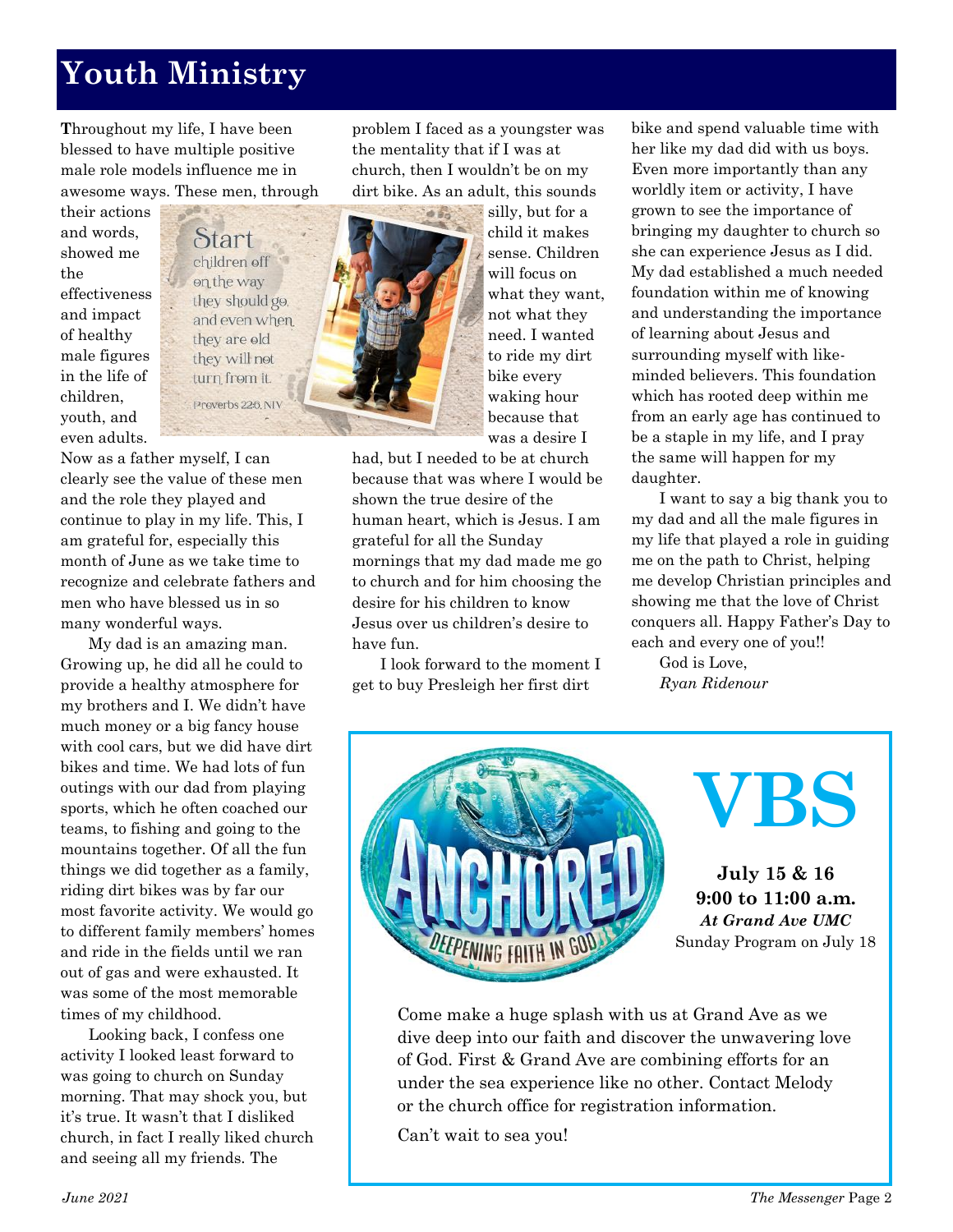# Youth Ministry

Throughout my life, I have been blessed to have multiple positive male role models influence me in awesome ways. These men, through their actions and words, showed me the effectiveness and impact of healthy male figures in the life of children, youth, and even adults. Now as a father myself, I can clearly see the value of these men and the role they played and continue to play in my life. This, I am grateful for, especially this month of June as we take time to recognize and celebrate fathers and men who have blessed us in so many wonderful ways.

Start children off on the way they should go, and even when they are old they will not turn from it. Proverbs 22:6, NIV

My dad is an amazing man. Growing up, he did all he could to provide a healthy atmosphere for my brothers and I. We didn't have much money or a big fancy house with cool cars, but we did have dirt bikes and time. We had lots of fun outings with our dad from playing sports, which he often coached our teams, to fishing and going to the mountains together. Of all the fun things we did together as a family, riding dirt bikes was by far our most favorite activity. We would go to different family members' homes and ride in the fields until we ran out of gas and were exhausted. It was some of the most memorable times of my childhood.

Looking back, I confess one activity I looked least forward to was going to church on Sunday morning. That may shock you, but it's true. It wasn't that I disliked church, in fact I really liked church and seeing all my friends. The problem I faced as a youngster was the mentality that if I was at church, then I wouldn't be on my dirt bike. As an adult, this sounds silly, but for a child it makes sense. Children will focus on what they want, not what they need. I wanted to ride my dirt bike every waking hour because that was a desire I had, but I needed to be at church because that was where I would be shown the true desire of the human heart, which is Jesus. I am grateful for all the Sunday mornings that my dad made me go to church and for him choosing the desire for his children to know Jesus over us children's desire to have fun.

I look forward to the moment I get to buy Presleigh her first dirt bike and spend valuable time with her like my dad did with us boys. Even more importantly than any worldly item or activity, I have grown to see the importance of bringing my daughter to church so she can experience Jesus as I did. My dad established a much needed foundation within me of knowing and understanding the importance of learning about Jesus and surrounding myself with like-minded believers. This foundation which has rooted deep within me from an early age has continued to be a staple in my life, and I pray the same will happen for my daughter.

I want to say a big thank you to my dad and all the male figures in my life that played a role in guiding me on the path to Christ, helping me develop Christian principles and showing me that the love of Christ conquers all. Happy Father's Day to each and every one of you!!

God is Love,
*Ryan Ridenour*

---

ANCHORED — DEEPENING FAITH IN GOD

# VBS

**July 15 & 16**
**9:00 to 11:00 a.m.**
***At Grand Ave UMC***
Sunday Program on July 18

Come make a huge splash with us at Grand Ave as we dive deep into our faith and discover the unwavering love of God. First & Grand Ave are combining efforts for an under the sea experience like no other. Contact Melody or the church office for registration information.

Can't wait to sea you!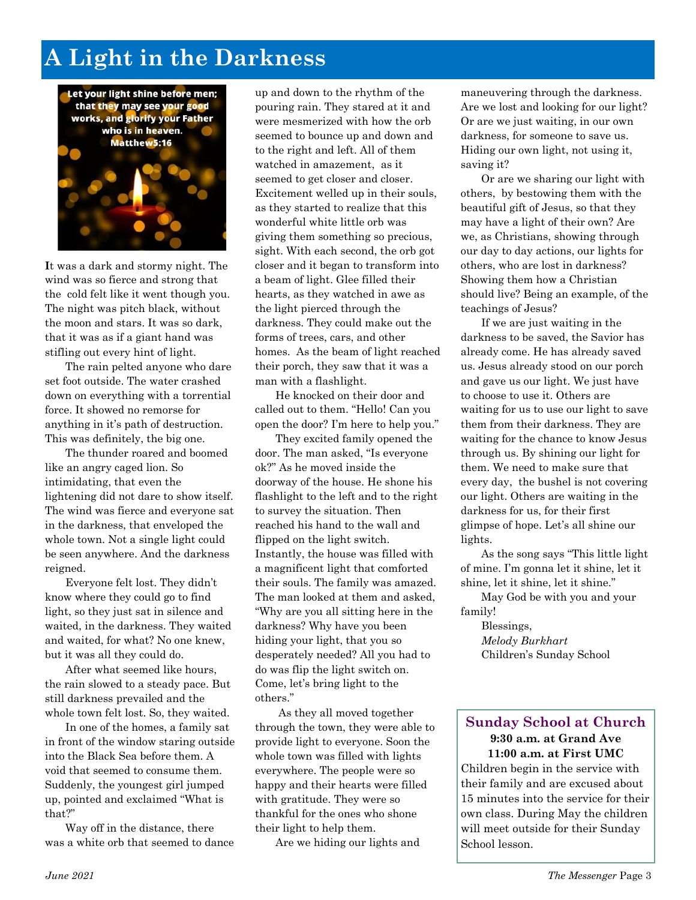# A Light in the Darkness

Let your light shine before men; that they may see your good works, and glorify your Father who is in heaven. Matthew5:16

**I**t was a dark and stormy night. The wind was so fierce and strong that the cold felt like it went though you. The night was pitch black, without the moon and stars. It was so dark, that it was as if a giant hand was stifling out every hint of light.

The rain pelted anyone who dare set foot outside. The water crashed down on everything with a torrential force. It showed no remorse for anything in it's path of destruction. This was definitely, the big one.

The thunder roared and boomed like an angry caged lion. So intimidating, that even the lightening did not dare to show itself. The wind was fierce and everyone sat in the darkness, that enveloped the whole town. Not a single light could be seen anywhere. And the darkness reigned.

Everyone felt lost. They didn't know where they could go to find light, so they just sat in silence and waited, in the darkness. They waited and waited, for what? No one knew, but it was all they could do.

After what seemed like hours, the rain slowed to a steady pace. But still darkness prevailed and the whole town felt lost. So, they waited.

In one of the homes, a family sat in front of the window staring outside into the Black Sea before them. A void that seemed to consume them. Suddenly, the youngest girl jumped up, pointed and exclaimed "What is that?"

Way off in the distance, there was a white orb that seemed to dance up and down to the rhythm of the pouring rain. They stared at it and were mesmerized with how the orb seemed to bounce up and down and to the right and left. All of them watched in amazement, as it seemed to get closer and closer. Excitement welled up in their souls, as they started to realize that this wonderful white little orb was giving them something so precious, sight. With each second, the orb got closer and it began to transform into a beam of light. Glee filled their hearts, as they watched in awe as the light pierced through the darkness. They could make out the forms of trees, cars, and other homes. As the beam of light reached their porch, they saw that it was a man with a flashlight.

He knocked on their door and called out to them. "Hello! Can you open the door? I'm here to help you."

They excited family opened the door. The man asked, "Is everyone ok?" As he moved inside the doorway of the house. He shone his flashlight to the left and to the right to survey the situation. Then reached his hand to the wall and flipped on the light switch. Instantly, the house was filled with a magnificent light that comforted their souls. The family was amazed. The man looked at them and asked, "Why are you all sitting here in the darkness? Why have you been hiding your light, that you so desperately needed? All you had to do was flip the light switch on. Come, let's bring light to the others."

As they all moved together through the town, they were able to provide light to everyone. Soon the whole town was filled with lights everywhere. The people were so happy and their hearts were filled with gratitude. They were so thankful for the ones who shone their light to help them.

Are we hiding our lights and maneuvering through the darkness. Are we lost and looking for our light? Or are we just waiting, in our own darkness, for someone to save us. Hiding our own light, not using it, saving it?

Or are we sharing our light with others, by bestowing them with the beautiful gift of Jesus, so that they may have a light of their own? Are we, as Christians, showing through our day to day actions, our lights for others, who are lost in darkness? Showing them how a Christian should live? Being an example, of the teachings of Jesus?

If we are just waiting in the darkness to be saved, the Savior has already come. He has already saved us. Jesus already stood on our porch and gave us our light. We just have to choose to use it. Others are waiting for us to use our light to save them from their darkness. They are waiting for the chance to know Jesus through us. By shining our light for them. We need to make sure that every day, the bushel is not covering our light. Others are waiting in the darkness for us, for their first glimpse of hope. Let's all shine our lights.

As the song says "This little light of mine. I'm gonna let it shine, let it shine, let it shine, let it shine."

May God be with you and your family!

Blessings,
*Melody Burkhart*
Children's Sunday School

## Sunday School at Church

**9:30 a.m. at Grand Ave**
**11:00 a.m. at First UMC**

Children begin in the service with their family and are excused about 15 minutes into the service for their own class. During May the children will meet outside for their Sunday School lesson.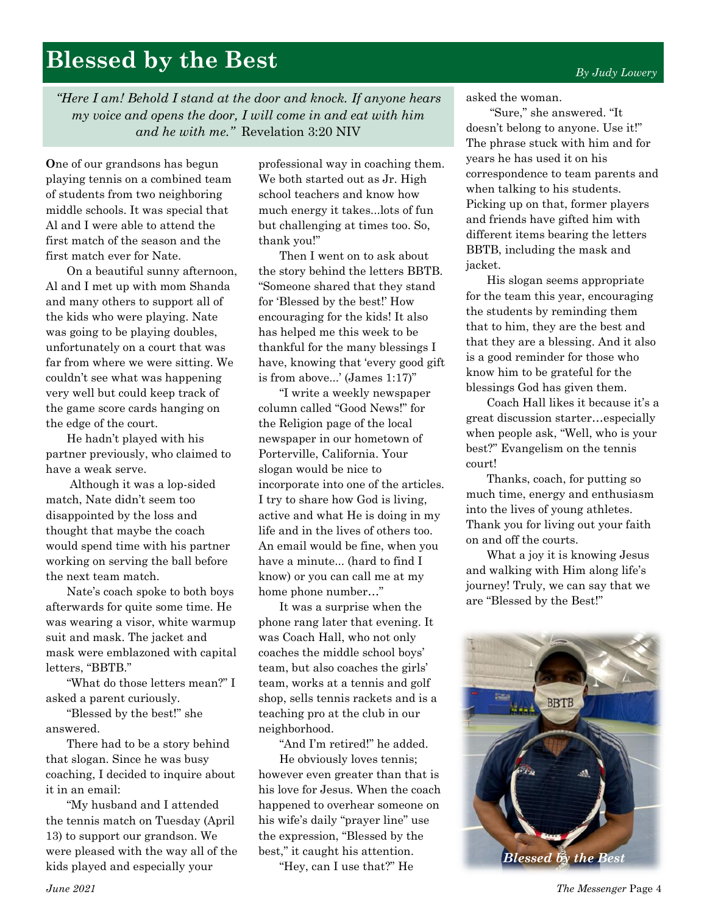# Blessed by the Best

*By Judy Lowery*

> *"Here I am! Behold I stand at the door and knock. If anyone hears my voice and opens the door, I will come in and eat with him and he with me."* Revelation 3:20 NIV

**O**ne of our grandsons has begun playing tennis on a combined team of students from two neighboring middle schools. It was special that Al and I were able to attend the first match of the season and the first match ever for Nate.

On a beautiful sunny afternoon, Al and I met up with mom Shanda and many others to support all of the kids who were playing. Nate was going to be playing doubles, unfortunately on a court that was far from where we were sitting. We couldn't see what was happening very well but could keep track of the game score cards hanging on the edge of the court.

He hadn't played with his partner previously, who claimed to have a weak serve.

Although it was a lop-sided match, Nate didn't seem too disappointed by the loss and thought that maybe the coach would spend time with his partner working on serving the ball before the next team match.

Nate's coach spoke to both boys afterwards for quite some time. He was wearing a visor, white warmup suit and mask. The jacket and mask were emblazoned with capital letters, "BBTB."

"What do those letters mean?" I asked a parent curiously.

"Blessed by the best!" she answered.

There had to be a story behind that slogan. Since he was busy coaching, I decided to inquire about it in an email:

"My husband and I attended the tennis match on Tuesday (April 13) to support our grandson. We were pleased with the way all of the kids played and especially your professional way in coaching them. We both started out as Jr. High school teachers and know how much energy it takes...lots of fun but challenging at times too. So, thank you!"

Then I went on to ask about the story behind the letters BBTB. "Someone shared that they stand for 'Blessed by the best!' How encouraging for the kids! It also has helped me this week to be thankful for the many blessings I have, knowing that 'every good gift is from above...' (James 1:17)"

"I write a weekly newspaper column called "Good News!" for the Religion page of the local newspaper in our hometown of Porterville, California. Your slogan would be nice to incorporate into one of the articles. I try to share how God is living, active and what He is doing in my life and in the lives of others too. An email would be fine, when you have a minute... (hard to find I know) or you can call me at my home phone number…"

It was a surprise when the phone rang later that evening. It was Coach Hall, who not only coaches the middle school boys' team, but also coaches the girls' team, works at a tennis and golf shop, sells tennis rackets and is a teaching pro at the club in our neighborhood.

"And I'm retired!" he added.

He obviously loves tennis; however even greater than that is his love for Jesus. When the coach happened to overhear someone on his wife's daily "prayer line" use the expression, "Blessed by the best," it caught his attention.

"Hey, can I use that?" He asked the woman.

"Sure," she answered. "It doesn't belong to anyone. Use it!" The phrase stuck with him and for years he has used it on his correspondence to team parents and when talking to his students. Picking up on that, former players and friends have gifted him with different items bearing the letters BBTB, including the mask and jacket.

His slogan seems appropriate for the team this year, encouraging the students by reminding them that to him, they are the best and that they are a blessing. And it also is a good reminder for those who know him to be grateful for the blessings God has given them.

Coach Hall likes it because it's a great discussion starter…especially when people ask, "Well, who is your best?" Evangelism on the tennis court!

Thanks, coach, for putting so much time, energy and enthusiasm into the lives of young athletes. Thank you for living out your faith on and off the courts.

What a joy it is knowing Jesus and walking with Him along life's journey! Truly, we can say that we are "Blessed by the Best!"

*Blessed by the Best*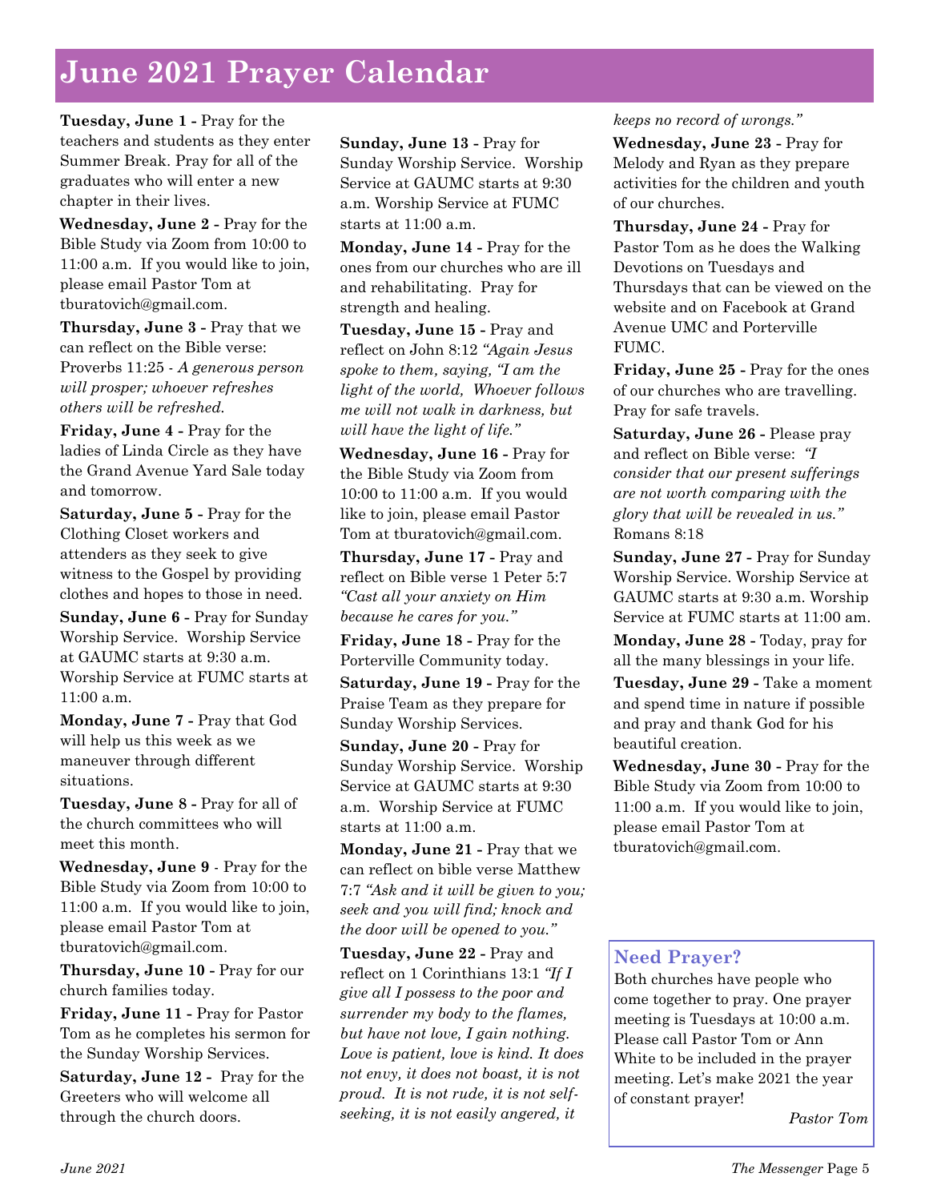# June 2021 Prayer Calendar

**Tuesday, June 1 -** Pray for the teachers and students as they enter Summer Break. Pray for all of the graduates who will enter a new chapter in their lives.

**Wednesday, June 2 -** Pray for the Bible Study via Zoom from 10:00 to 11:00 a.m. If you would like to join, please email Pastor Tom at tburatovich@gmail.com.

**Thursday, June 3 -** Pray that we can reflect on the Bible verse: Proverbs 11:25 - *A generous person will prosper; whoever refreshes others will be refreshed.*

**Friday, June 4 -** Pray for the ladies of Linda Circle as they have the Grand Avenue Yard Sale today and tomorrow.

**Saturday, June 5 -** Pray for the Clothing Closet workers and attenders as they seek to give witness to the Gospel by providing clothes and hopes to those in need.

**Sunday, June 6 -** Pray for Sunday Worship Service. Worship Service at GAUMC starts at 9:30 a.m. Worship Service at FUMC starts at 11:00 a.m.

**Monday, June 7 -** Pray that God will help us this week as we maneuver through different situations.

**Tuesday, June 8 -** Pray for all of the church committees who will meet this month.

**Wednesday, June 9** - Pray for the Bible Study via Zoom from 10:00 to 11:00 a.m. If you would like to join, please email Pastor Tom at tburatovich@gmail.com.

**Thursday, June 10 -** Pray for our church families today.

**Friday, June 11 -** Pray for Pastor Tom as he completes his sermon for the Sunday Worship Services.

**Saturday, June 12 -** Pray for the Greeters who will welcome all through the church doors.

**Sunday, June 13 -** Pray for Sunday Worship Service. Worship Service at GAUMC starts at 9:30 a.m. Worship Service at FUMC starts at 11:00 a.m.

**Monday, June 14 -** Pray for the ones from our churches who are ill and rehabilitating. Pray for strength and healing.

**Tuesday, June 15 -** Pray and reflect on John 8:12 *"Again Jesus spoke to them, saying, "I am the light of the world, Whoever follows me will not walk in darkness, but will have the light of life."*

**Wednesday, June 16 -** Pray for the Bible Study via Zoom from 10:00 to 11:00 a.m. If you would like to join, please email Pastor Tom at tburatovich@gmail.com.

**Thursday, June 17 -** Pray and reflect on Bible verse 1 Peter 5:7 *"Cast all your anxiety on Him because he cares for you."*

**Friday, June 18 -** Pray for the Porterville Community today.

**Saturday, June 19 -** Pray for the Praise Team as they prepare for Sunday Worship Services.

**Sunday, June 20 -** Pray for Sunday Worship Service. Worship Service at GAUMC starts at 9:30 a.m. Worship Service at FUMC starts at 11:00 a.m.

**Monday, June 21 -** Pray that we can reflect on bible verse Matthew 7:7 *"Ask and it will be given to you; seek and you will find; knock and the door will be opened to you."*

**Tuesday, June 22 -** Pray and reflect on 1 Corinthians 13:1 *"If I give all I possess to the poor and surrender my body to the flames, but have not love, I gain nothing. Love is patient, love is kind. It does not envy, it does not boast, it is not proud. It is not rude, it is not self-seeking, it is not easily angered, it keeps no record of wrongs."*

**Wednesday, June 23 -** Pray for Melody and Ryan as they prepare activities for the children and youth of our churches.

**Thursday, June 24 -** Pray for Pastor Tom as he does the Walking Devotions on Tuesdays and Thursdays that can be viewed on the website and on Facebook at Grand Avenue UMC and Porterville FUMC.

**Friday, June 25 -** Pray for the ones of our churches who are travelling. Pray for safe travels.

**Saturday, June 26 -** Please pray and reflect on Bible verse: *"I consider that our present sufferings are not worth comparing with the glory that will be revealed in us."* Romans 8:18

**Sunday, June 27 -** Pray for Sunday Worship Service. Worship Service at GAUMC starts at 9:30 a.m. Worship Service at FUMC starts at 11:00 am.

**Monday, June 28 -** Today, pray for all the many blessings in your life.

**Tuesday, June 29 -** Take a moment and spend time in nature if possible and pray and thank God for his beautiful creation.

**Wednesday, June 30 -** Pray for the Bible Study via Zoom from 10:00 to 11:00 a.m. If you would like to join, please email Pastor Tom at tburatovich@gmail.com.

## Need Prayer?

Both churches have people who come together to pray. One prayer meeting is Tuesdays at 10:00 a.m. Please call Pastor Tom or Ann White to be included in the prayer meeting. Let's make 2021 the year of constant prayer!

*Pastor Tom*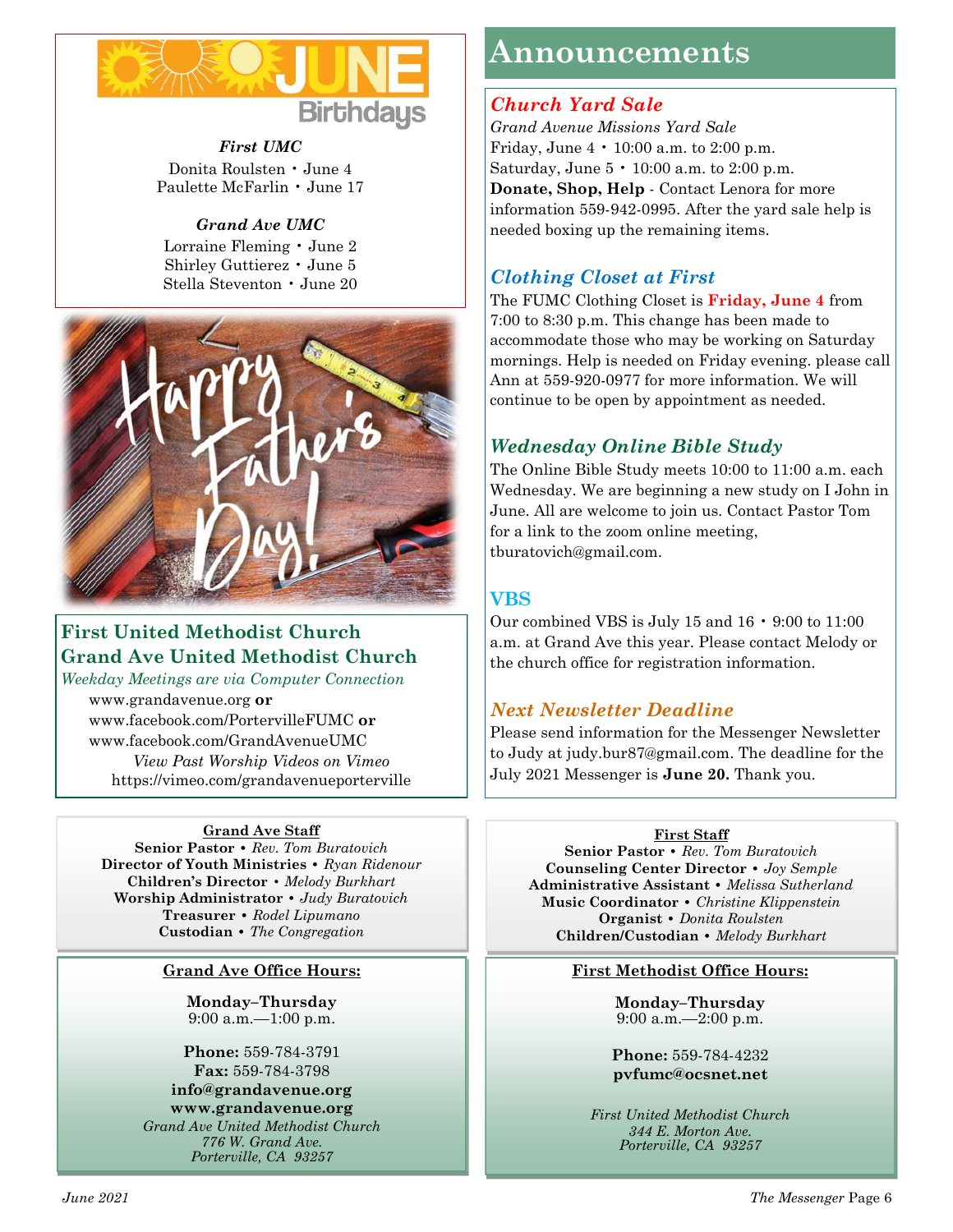# June Birthdays

***First UMC***

Donita Roulsten • June 4
Paulette McFarlin • June 17

***Grand Ave UMC***

Lorraine Fleming • June 2
Shirley Guttierez • June 5
Stella Steventon • June 20

Happy Father's Day!

## First United Methodist Church
## Grand Ave United Methodist Church

*Weekday Meetings are via Computer Connection*

www.grandavenue.org **or**
www.facebook.com/PortervilleFUMC **or**
www.facebook.com/GrandAvenueUMC

*View Past Worship Videos on Vimeo*
https://vimeo.com/grandavenueporterville

# Announcements

### *Church Yard Sale*

*Grand Avenue Missions Yard Sale*
Friday, June 4 • 10:00 a.m. to 2:00 p.m.
Saturday, June 5 • 10:00 a.m. to 2:00 p.m.
**Donate, Shop, Help** - Contact Lenora for more information 559-942-0995. After the yard sale help is needed boxing up the remaining items.

### *Clothing Closet at First*

The FUMC Clothing Closet is **Friday, June 4** from 7:00 to 8:30 p.m. This change has been made to accommodate those who may be working on Saturday mornings. Help is needed on Friday evening. please call Ann at 559-920-0977 for more information. We will continue to be open by appointment as needed.

### *Wednesday Online Bible Study*

The Online Bible Study meets 10:00 to 11:00 a.m. each Wednesday. We are beginning a new study on I John in June. All are welcome to join us. Contact Pastor Tom for a link to the zoom online meeting, tburatovich@gmail.com.

### VBS

Our combined VBS is July 15 and 16 • 9:00 to 11:00 a.m. at Grand Ave this year. Please contact Melody or the church office for registration information.

### *Next Newsletter Deadline*

Please send information for the Messenger Newsletter to Judy at judy.bur87@gmail.com. The deadline for the July 2021 Messenger is **June 20.** Thank you.

**Grand Ave Staff**

**Senior Pastor** • *Rev. Tom Buratovich*
**Director of Youth Ministries** • *Ryan Ridenour*
**Children's Director** • *Melody Burkhart*
**Worship Administrator** • *Judy Buratovich*
**Treasurer** • *Rodel Lipumano*
**Custodian** • *The Congregation*

**Grand Ave Office Hours:**

**Monday–Thursday**
9:00 a.m.—1:00 p.m.

**Phone:** 559-784-3791
**Fax:** 559-784-3798
**info@grandavenue.org**
**www.grandavenue.org**
*Grand Ave United Methodist Church*
*776 W. Grand Ave.*
*Porterville, CA 93257*

**First Staff**

**Senior Pastor** • *Rev. Tom Buratovich*
**Counseling Center Director** • *Joy Semple*
**Administrative Assistant** • *Melissa Sutherland*
**Music Coordinator** • *Christine Klippenstein*
**Organist** • *Donita Roulsten*
**Children/Custodian** • *Melody Burkhart*

**First Methodist Office Hours:**

**Monday–Thursday**
9:00 a.m.—2:00 p.m.

**Phone:** 559-784-4232
**pvfumc@ocsnet.net**

*First United Methodist Church*
*344 E. Morton Ave.*
*Porterville, CA 93257*